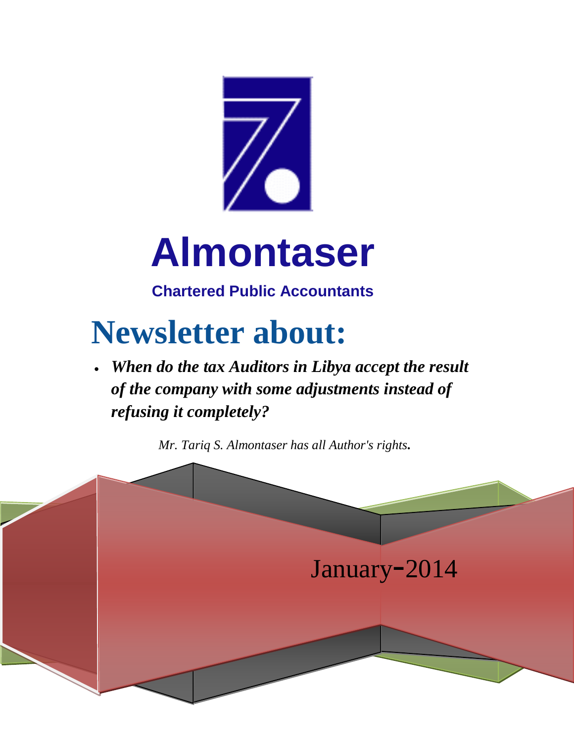# Almontaser

**Chartered Public Accountants**

# Newsletter about:

- ***When do the tax Auditors in Libya accept the result of the company with some adjustments instead of refusing it completely?***

*Mr. Tariq S. Almontaser has all Author's rights.*

January-2014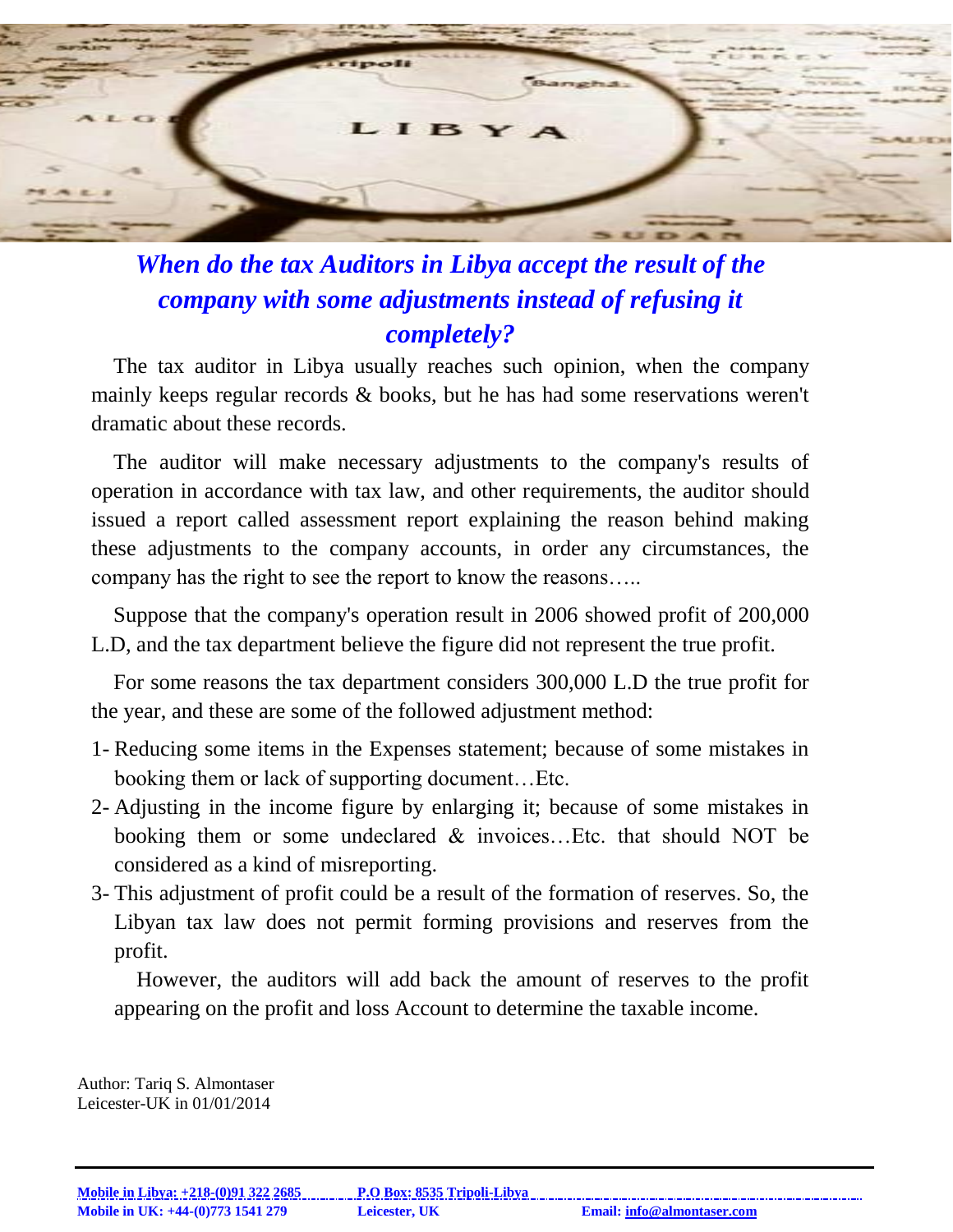## *When do the tax Auditors in Libya accept the result of the company with some adjustments instead of refusing it completely?*

The tax auditor in Libya usually reaches such opinion, when the company mainly keeps regular records & books, but he has had some reservations weren't dramatic about these records.

The auditor will make necessary adjustments to the company's results of operation in accordance with tax law, and other requirements, the auditor should issued a report called assessment report explaining the reason behind making these adjustments to the company accounts, in order any circumstances, the company has the right to see the report to know the reasons…..

Suppose that the company's operation result in 2006 showed profit of 200,000 L.D, and the tax department believe the figure did not represent the true profit.

For some reasons the tax department considers 300,000 L.D the true profit for the year, and these are some of the followed adjustment method:

1- Reducing some items in the Expenses statement; because of some mistakes in booking them or lack of supporting document…Etc.
2- Adjusting in the income figure by enlarging it; because of some mistakes in booking them or some undeclared & invoices…Etc. that should NOT be considered as a kind of misreporting.
3- This adjustment of profit could be a result of the formation of reserves. So, the Libyan tax law does not permit forming provisions and reserves from the profit.

   However, the auditors will add back the amount of reserves to the profit appearing on the profit and loss Account to determine the taxable income.

Author: Tariq S. Almontaser
Leicester-UK in 01/01/2014

**Mobile in Libya: +218-(0)91 322 2685** **P.O Box: 8535 Tripoli-Libya**
**Mobile in UK: +44-(0)773 1541 279** **Leicester, UK** **Email: info@almontaser.com**